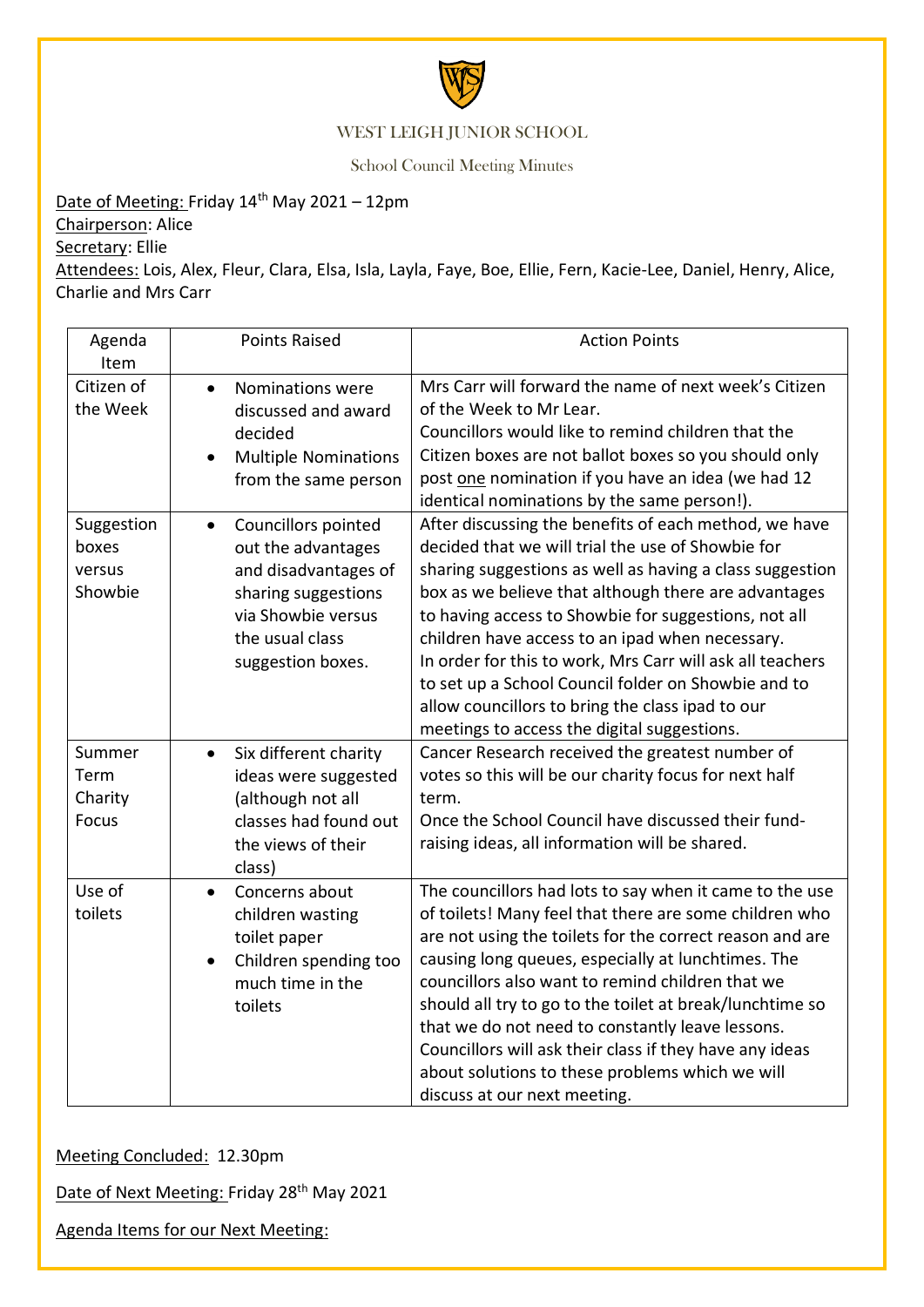# WEST LEIGH JUNIOR SCHOOL

## School Council Meeting Minutes

Date of Meeting: Friday 14th May 2021 – 12pm
Chairperson: Alice
Secretary: Ellie
Attendees: Lois, Alex, Fleur, Clara, Elsa, Isla, Layla, Faye, Boe, Ellie, Fern, Kacie-Lee, Daniel, Henry, Alice, Charlie and Mrs Carr

| Agenda Item | Points Raised | Action Points |
| --- | --- | --- |
| Citizen of the Week | • Nominations were discussed and award decided<br>• Multiple Nominations from the same person | Mrs Carr will forward the name of next week's Citizen of the Week to Mr Lear.<br>Councillors would like to remind children that the Citizen boxes are not ballot boxes so you should only post one nomination if you have an idea (we had 12 identical nominations by the same person!). |
| Suggestion boxes versus Showbie | • Councillors pointed out the advantages and disadvantages of sharing suggestions via Showbie versus the usual class suggestion boxes. | After discussing the benefits of each method, we have decided that we will trial the use of Showbie for sharing suggestions as well as having a class suggestion box as we believe that although there are advantages to having access to Showbie for suggestions, not all children have access to an ipad when necessary.<br>In order for this to work, Mrs Carr will ask all teachers to set up a School Council folder on Showbie and to allow councillors to bring the class ipad to our meetings to access the digital suggestions. |
| Summer Term Charity Focus | • Six different charity ideas were suggested (although not all classes had found out the views of their class) | Cancer Research received the greatest number of votes so this will be our charity focus for next half term.<br>Once the School Council have discussed their fund-raising ideas, all information will be shared. |
| Use of toilets | • Concerns about children wasting toilet paper<br>• Children spending too much time in the toilets | The councillors had lots to say when it came to the use of toilets! Many feel that there are some children who are not using the toilets for the correct reason and are causing long queues, especially at lunchtimes. The councillors also want to remind children that we should all try to go to the toilet at break/lunchtime so that we do not need to constantly leave lessons.<br>Councillors will ask their class if they have any ideas about solutions to these problems which we will discuss at our next meeting. |

Meeting Concluded: 12.30pm

Date of Next Meeting: Friday 28th May 2021

Agenda Items for our Next Meeting: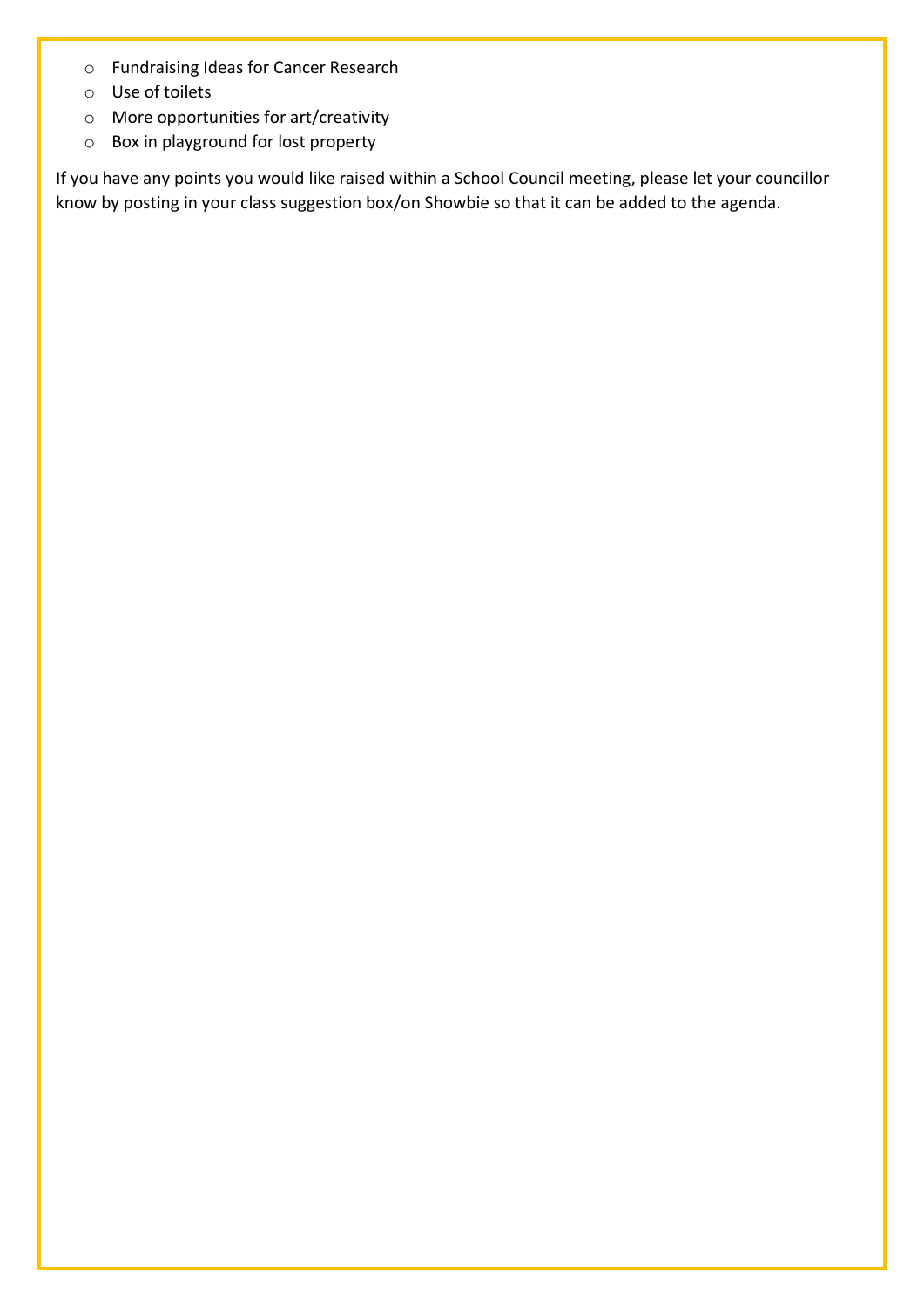- Fundraising Ideas for Cancer Research
- Use of toilets
- More opportunities for art/creativity
- Box in playground for lost property

If you have any points you would like raised within a School Council meeting, please let your councillor know by posting in your class suggestion box/on Showbie so that it can be added to the agenda.